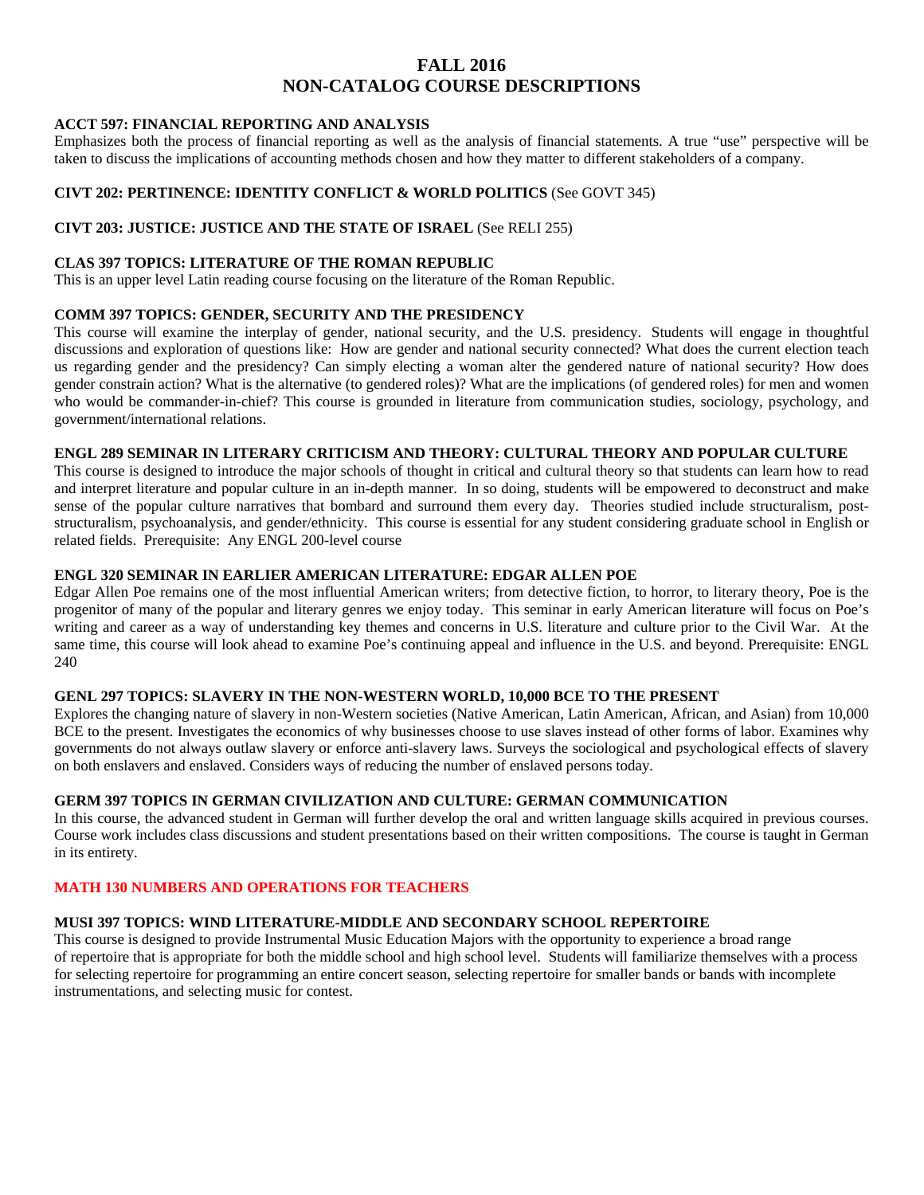# FALL 2016
# NON-CATALOG COURSE DESCRIPTIONS

**ACCT 597: FINANCIAL REPORTING AND ANALYSIS**
Emphasizes both the process of financial reporting as well as the analysis of financial statements. A true "use" perspective will be taken to discuss the implications of accounting methods chosen and how they matter to different stakeholders of a company.

**CIVT 202: PERTINENCE: IDENTITY CONFLICT & WORLD POLITICS** (See GOVT 345)

**CIVT 203: JUSTICE: JUSTICE AND THE STATE OF ISRAEL** (See RELI 255)

**CLAS 397 TOPICS: LITERATURE OF THE ROMAN REPUBLIC**
This is an upper level Latin reading course focusing on the literature of the Roman Republic.

**COMM 397 TOPICS: GENDER, SECURITY AND THE PRESIDENCY**
This course will examine the interplay of gender, national security, and the U.S. presidency. Students will engage in thoughtful discussions and exploration of questions like: How are gender and national security connected? What does the current election teach us regarding gender and the presidency? Can simply electing a woman alter the gendered nature of national security? How does gender constrain action? What is the alternative (to gendered roles)? What are the implications (of gendered roles) for men and women who would be commander-in-chief? This course is grounded in literature from communication studies, sociology, psychology, and government/international relations.

**ENGL 289 SEMINAR IN LITERARY CRITICISM AND THEORY: CULTURAL THEORY AND POPULAR CULTURE**
This course is designed to introduce the major schools of thought in critical and cultural theory so that students can learn how to read and interpret literature and popular culture in an in-depth manner. In so doing, students will be empowered to deconstruct and make sense of the popular culture narratives that bombard and surround them every day. Theories studied include structuralism, post-structuralism, psychoanalysis, and gender/ethnicity. This course is essential for any student considering graduate school in English or related fields. Prerequisite: Any ENGL 200-level course

**ENGL 320 SEMINAR IN EARLIER AMERICAN LITERATURE: EDGAR ALLEN POE**
Edgar Allen Poe remains one of the most influential American writers; from detective fiction, to horror, to literary theory, Poe is the progenitor of many of the popular and literary genres we enjoy today. This seminar in early American literature will focus on Poe's writing and career as a way of understanding key themes and concerns in U.S. literature and culture prior to the Civil War. At the same time, this course will look ahead to examine Poe's continuing appeal and influence in the U.S. and beyond. Prerequisite: ENGL 240

**GENL 297 TOPICS: SLAVERY IN THE NON-WESTERN WORLD, 10,000 BCE TO THE PRESENT**
Explores the changing nature of slavery in non-Western societies (Native American, Latin American, African, and Asian) from 10,000 BCE to the present. Investigates the economics of why businesses choose to use slaves instead of other forms of labor. Examines why governments do not always outlaw slavery or enforce anti-slavery laws. Surveys the sociological and psychological effects of slavery on both enslavers and enslaved. Considers ways of reducing the number of enslaved persons today.

**GERM 397 TOPICS IN GERMAN CIVILIZATION AND CULTURE: GERMAN COMMUNICATION**
In this course, the advanced student in German will further develop the oral and written language skills acquired in previous courses. Course work includes class discussions and student presentations based on their written compositions. The course is taught in German in its entirety.

**MATH 130 NUMBERS AND OPERATIONS FOR TEACHERS**

**MUSI 397 TOPICS: WIND LITERATURE-MIDDLE AND SECONDARY SCHOOL REPERTOIRE**
This course is designed to provide Instrumental Music Education Majors with the opportunity to experience a broad range of repertoire that is appropriate for both the middle school and high school level. Students will familiarize themselves with a process for selecting repertoire for programming an entire concert season, selecting repertoire for smaller bands or bands with incomplete instrumentations, and selecting music for contest.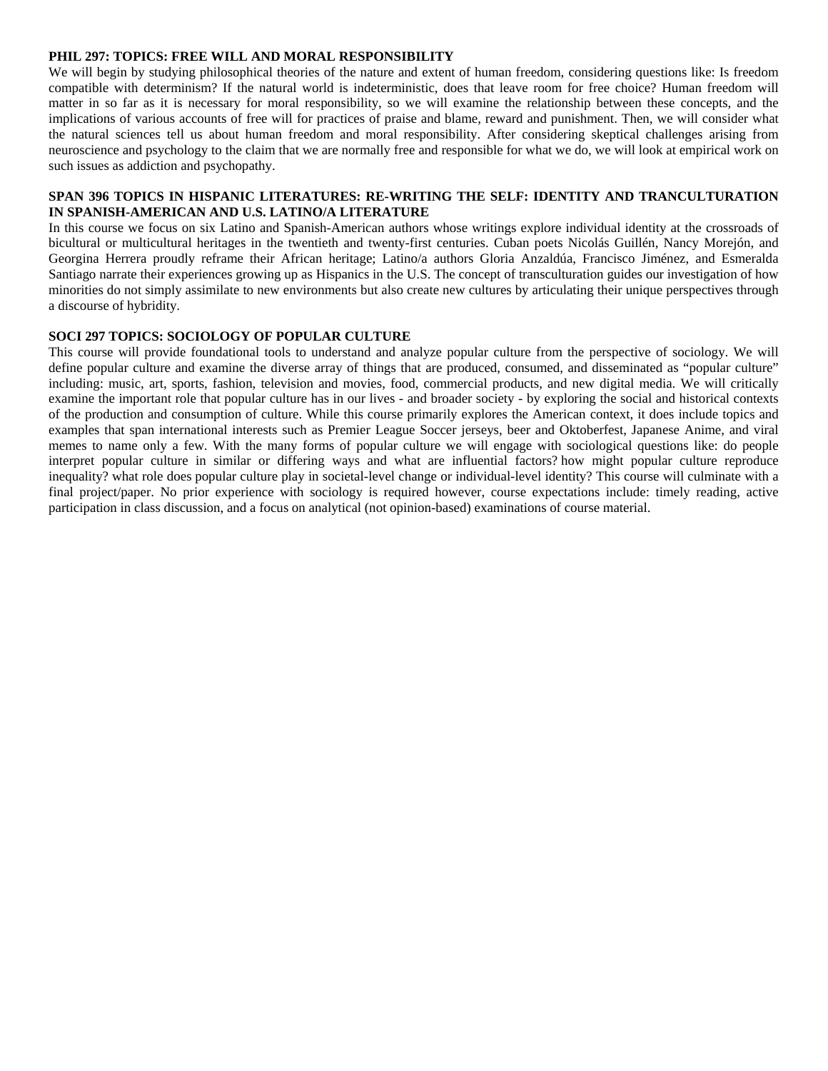**PHIL 297: TOPICS: FREE WILL AND MORAL RESPONSIBILITY**

We will begin by studying philosophical theories of the nature and extent of human freedom, considering questions like: Is freedom compatible with determinism? If the natural world is indeterministic, does that leave room for free choice? Human freedom will matter in so far as it is necessary for moral responsibility, so we will examine the relationship between these concepts, and the implications of various accounts of free will for practices of praise and blame, reward and punishment. Then, we will consider what the natural sciences tell us about human freedom and moral responsibility. After considering skeptical challenges arising from neuroscience and psychology to the claim that we are normally free and responsible for what we do, we will look at empirical work on such issues as addiction and psychopathy.

**SPAN 396 TOPICS IN HISPANIC LITERATURES: RE-WRITING THE SELF: IDENTITY AND TRANCULTURATION IN SPANISH-AMERICAN AND U.S. LATINO/A LITERATURE**

In this course we focus on six Latino and Spanish-American authors whose writings explore individual identity at the crossroads of bicultural or multicultural heritages in the twentieth and twenty-first centuries. Cuban poets Nicolás Guillén, Nancy Morejón, and Georgina Herrera proudly reframe their African heritage; Latino/a authors Gloria Anzaldúa, Francisco Jiménez, and Esmeralda Santiago narrate their experiences growing up as Hispanics in the U.S. The concept of transculturation guides our investigation of how minorities do not simply assimilate to new environments but also create new cultures by articulating their unique perspectives through a discourse of hybridity.

**SOCI 297 TOPICS: SOCIOLOGY OF POPULAR CULTURE**

This course will provide foundational tools to understand and analyze popular culture from the perspective of sociology. We will define popular culture and examine the diverse array of things that are produced, consumed, and disseminated as "popular culture" including: music, art, sports, fashion, television and movies, food, commercial products, and new digital media. We will critically examine the important role that popular culture has in our lives - and broader society - by exploring the social and historical contexts of the production and consumption of culture. While this course primarily explores the American context, it does include topics and examples that span international interests such as Premier League Soccer jerseys, beer and Oktoberfest, Japanese Anime, and viral memes to name only a few. With the many forms of popular culture we will engage with sociological questions like: do people interpret popular culture in similar or differing ways and what are influential factors? how might popular culture reproduce inequality? what role does popular culture play in societal-level change or individual-level identity? This course will culminate with a final project/paper. No prior experience with sociology is required however, course expectations include: timely reading, active participation in class discussion, and a focus on analytical (not opinion-based) examinations of course material.